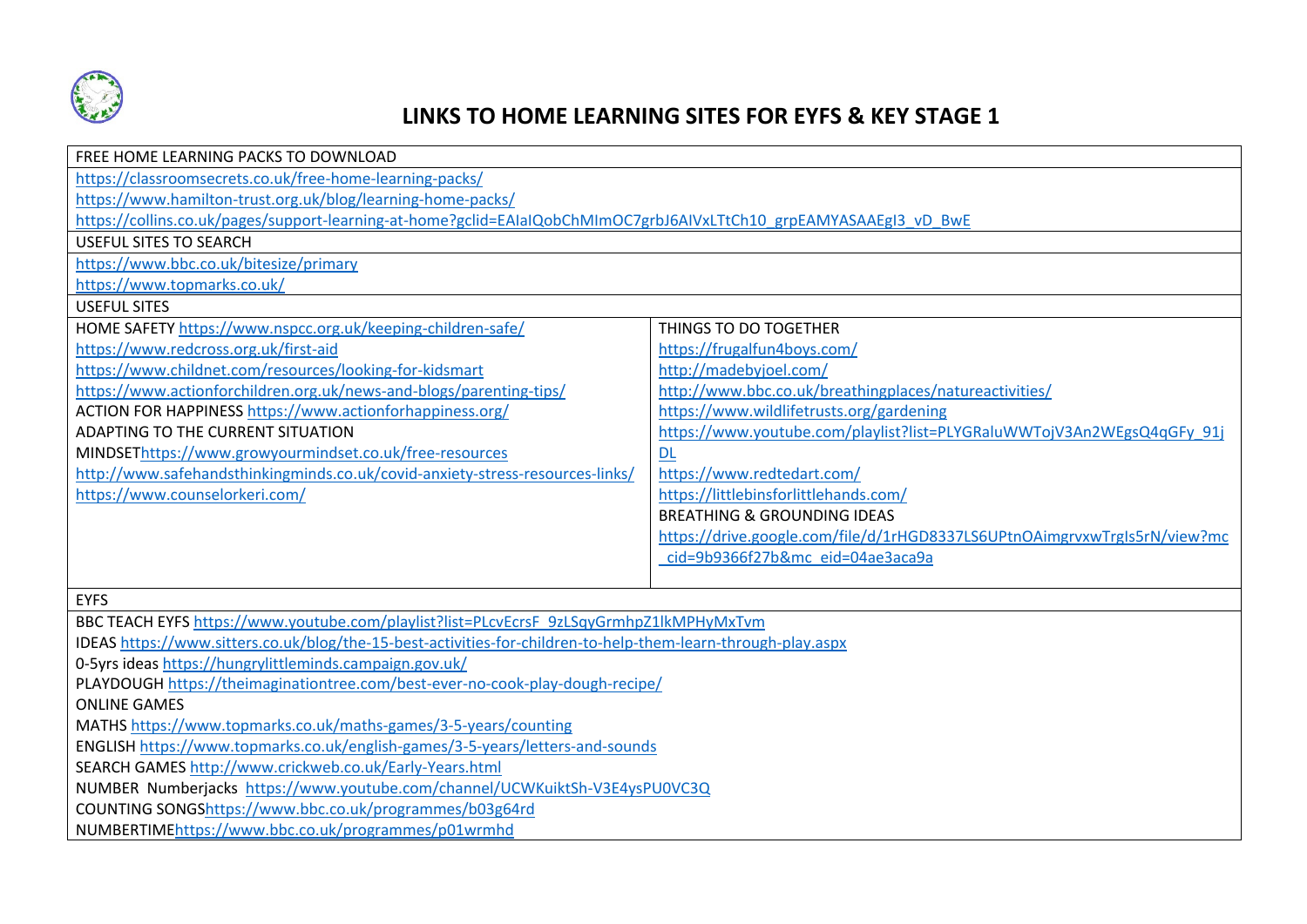# LINKS TO HOME LEARNING SITES FOR EYFS & KEY STAGE 1

FREE HOME LEARNING PACKS TO DOWNLOAD

https://classroomsecrets.co.uk/free-home-learning-packs/
https://www.hamilton-trust.org.uk/blog/learning-home-packs/
https://collins.co.uk/pages/support-learning-at-home?gclid=EAIaIQobChMImOC7grbJ6AIVxLTtCh10_grpEAMYASAAEgI3_vD_BwE

USEFUL SITES TO SEARCH

https://www.bbc.co.uk/bitesize/primary
https://www.topmarks.co.uk/

USEFUL SITES

| | |
|---|---|
| HOME SAFETY https://www.nspcc.org.uk/keeping-children-safe/ | THINGS TO DO TOGETHER |
| https://www.redcross.org.uk/first-aid | https://frugalfun4boys.com/ |
| https://www.childnet.com/resources/looking-for-kidsmart | http://madebyjoel.com/ |
| https://www.actionforchildren.org.uk/news-and-blogs/parenting-tips/ | http://www.bbc.co.uk/breathingplaces/natureactivities/ |
| ACTION FOR HAPPINESS https://www.actionforhappiness.org/ | https://www.wildlifetrusts.org/gardening |
| ADAPTING TO THE CURRENT SITUATION | https://www.youtube.com/playlist?list=PLYGRaluWWTojV3An2WEgsQ4qGFy_91jDL |
| MINDSET https://www.growyourmindset.co.uk/free-resources | https://www.redtedart.com/ |
| http://www.safehandsthinkingminds.co.uk/covid-anxiety-stress-resources-links/ | https://littlebinsforlittlehands.com/ |
| https://www.counselorkeri.com/ | BREATHING & GROUNDING IDEAS |
| | https://drive.google.com/file/d/1rHGD8337LS6UPtnOAimgrvxwTrgIs5rN/view?mc_cid=9b9366f27b&mc_eid=04ae3aca9a |

EYFS

BBC TEACH EYFS https://www.youtube.com/playlist?list=PLcvEcrsF_9zLSqyGrmhpZ1lkMPHyMxTvm
IDEAS https://www.sitters.co.uk/blog/the-15-best-activities-for-children-to-help-them-learn-through-play.aspx
0-5yrs ideas https://hungrylittleminds.campaign.gov.uk/
PLAYDOUGH https://theimaginationtree.com/best-ever-no-cook-play-dough-recipe/
ONLINE GAMES
MATHS https://www.topmarks.co.uk/maths-games/3-5-years/counting
ENGLISH https://www.topmarks.co.uk/english-games/3-5-years/letters-and-sounds
SEARCH GAMES http://www.crickweb.co.uk/Early-Years.html
NUMBER Numberjacks https://www.youtube.com/channel/UCWKuiktSh-V3E4ysPU0VC3Q
COUNTING SONGS https://www.bbc.co.uk/programmes/b03g64rd
NUMBERTIME https://www.bbc.co.uk/programmes/p01wrmhd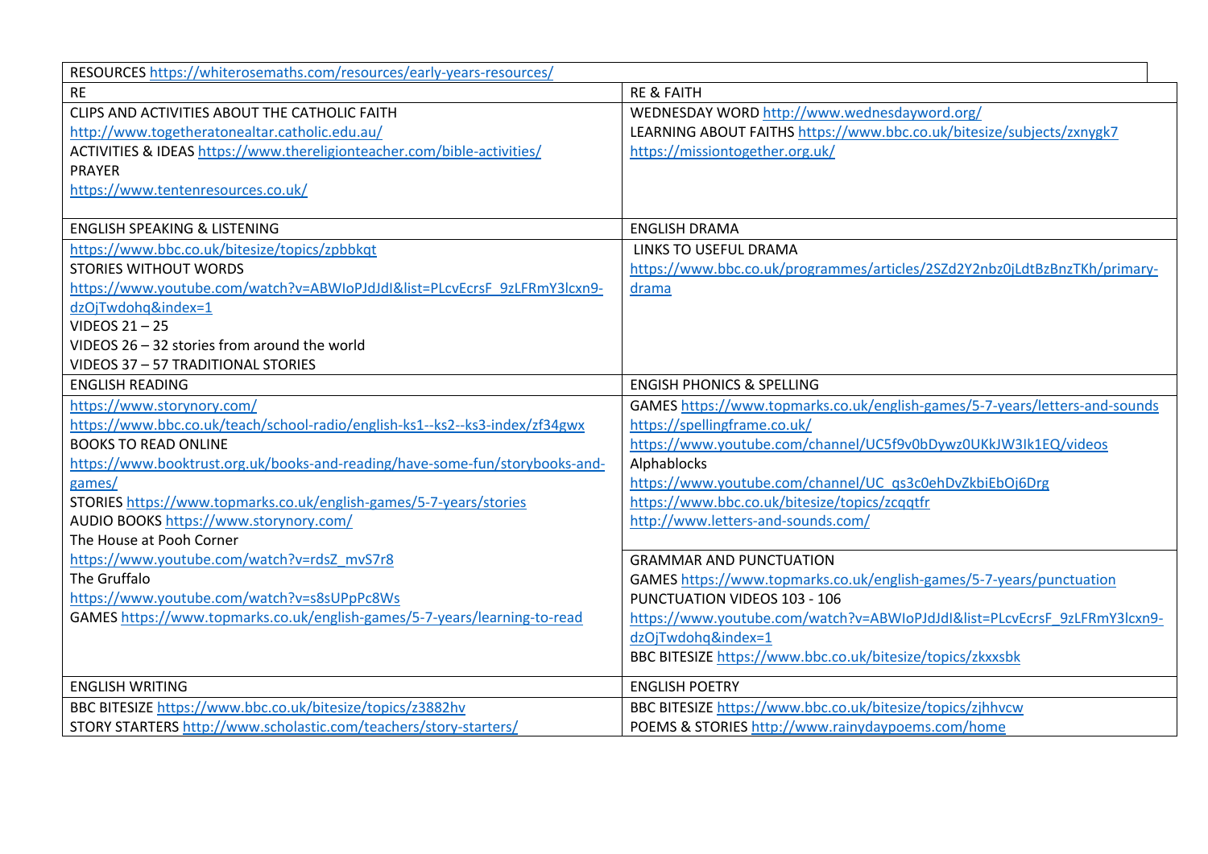| RESOURCES https://whiterosemaths.com/resources/early-years-resources/ | |
|---|---|
| RE | RE & FAITH |
| CLIPS AND ACTIVITIES ABOUT THE CATHOLIC FAITH<br>http://www.togetheratonealtar.catholic.edu.au/<br>ACTIVITIES & IDEAS https://www.thereligionteacher.com/bible-activities/<br>PRAYER<br>https://www.tentenresources.co.uk/ | WEDNESDAY WORD http://www.wednesdayword.org/<br>LEARNING ABOUT FAITHS https://www.bbc.co.uk/bitesize/subjects/zxnygk7<br>https://missiontogether.org.uk/ |
| ENGLISH SPEAKING & LISTENING | ENGLISH DRAMA |
| https://www.bbc.co.uk/bitesize/topics/zpbbkqt<br>STORIES WITHOUT WORDS<br>https://www.youtube.com/watch?v=ABWIoPJdJdI&list=PLcvEcrsF_9zLFRmY3lcxn9-dzOjTwdohq&index=1<br>VIDEOS 21 – 25<br>VIDEOS 26 – 32 stories from around the world<br>VIDEOS 37 – 57 TRADITIONAL STORIES | LINKS TO USEFUL DRAMA<br>https://www.bbc.co.uk/programmes/articles/2SZd2Y2nbz0jLdtBzBnzTKh/primary-drama |
| ENGLISH READING | ENGISH PHONICS & SPELLING |
| https://www.storynory.com/<br>https://www.bbc.co.uk/teach/school-radio/english-ks1--ks2--ks3-index/zf34gwx<br>BOOKS TO READ ONLINE<br>https://www.booktrust.org.uk/books-and-reading/have-some-fun/storybooks-and-games/<br>STORIES https://www.topmarks.co.uk/english-games/5-7-years/stories<br>AUDIO BOOKS https://www.storynory.com/<br>The House at Pooh Corner<br>https://www.youtube.com/watch?v=rdsZ_mvS7r8<br>The Gruffalo<br>https://www.youtube.com/watch?v=s8sUPpPc8Ws<br>GAMES https://www.topmarks.co.uk/english-games/5-7-years/learning-to-read | GAMES https://www.topmarks.co.uk/english-games/5-7-years/letters-and-sounds<br>https://spellingframe.co.uk/<br>https://www.youtube.com/channel/UC5f9v0bDywz0UKkJW3Ik1EQ/videos<br>Alphablocks<br>https://www.youtube.com/channel/UC_qs3c0ehDvZkbiEbOj6Drg<br>https://www.bbc.co.uk/bitesize/topics/zcqqtfr<br>http://www.letters-and-sounds.com/<br><br>GRAMMAR AND PUNCTUATION<br>GAMES https://www.topmarks.co.uk/english-games/5-7-years/punctuation<br>PUNCTUATION VIDEOS 103 - 106<br>https://www.youtube.com/watch?v=ABWIoPJdJdI&list=PLcvEcrsF_9zLFRmY3lcxn9-dzOjTwdohq&index=1<br>BBC BITESIZE https://www.bbc.co.uk/bitesize/topics/zkxxsbk |
| ENGLISH WRITING | ENGLISH POETRY |
| BBC BITESIZE https://www.bbc.co.uk/bitesize/topics/z3882hv<br>STORY STARTERS http://www.scholastic.com/teachers/story-starters/ | BBC BITESIZE https://www.bbc.co.uk/bitesize/topics/zjhhvcw<br>POEMS & STORIES http://www.rainydaypoems.com/home |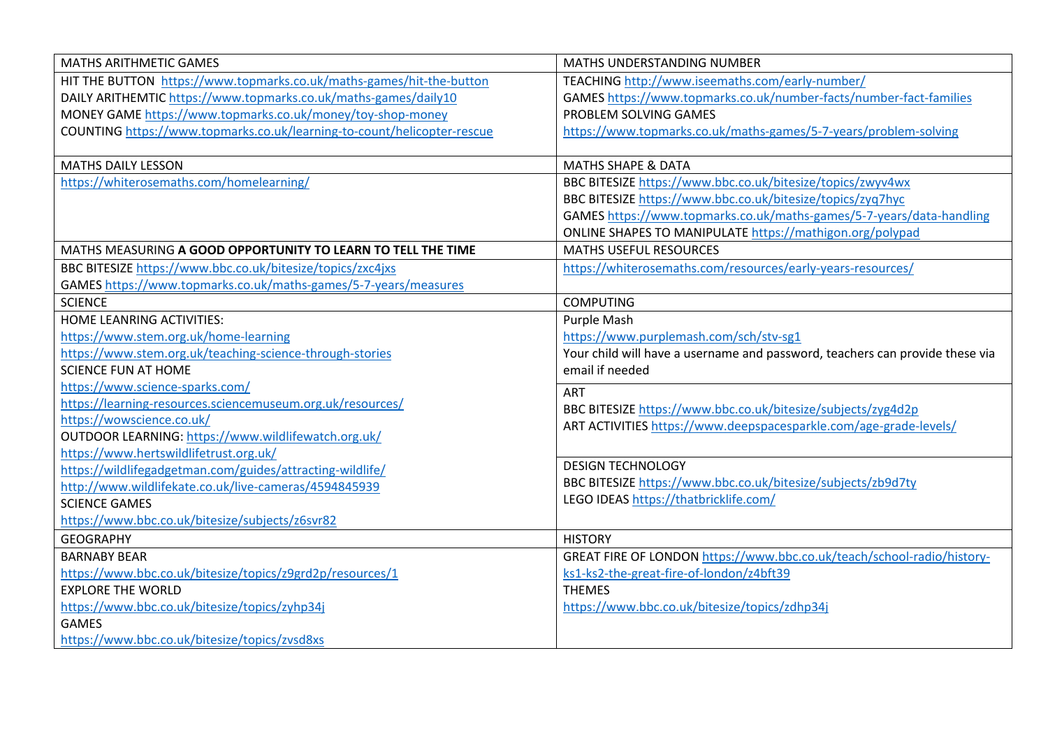| MATHS ARITHMETIC GAMES | MATHS UNDERSTANDING NUMBER |
|---|---|
| HIT THE BUTTON https://www.topmarks.co.uk/maths-games/hit-the-button<br>DAILY ARITHEMTIC https://www.topmarks.co.uk/maths-games/daily10<br>MONEY GAME https://www.topmarks.co.uk/money/toy-shop-money<br>COUNTING https://www.topmarks.co.uk/learning-to-count/helicopter-rescue | TEACHING http://www.iseemaths.com/early-number/<br>GAMES https://www.topmarks.co.uk/number-facts/number-fact-families<br>PROBLEM SOLVING GAMES<br>https://www.topmarks.co.uk/maths-games/5-7-years/problem-solving |
| MATHS DAILY LESSON | MATHS SHAPE & DATA |
| https://whiterosemaths.com/homelearning/ | BBC BITESIZE https://www.bbc.co.uk/bitesize/topics/zwyv4wx<br>BBC BITESIZE https://www.bbc.co.uk/bitesize/topics/zyq7hyc<br>GAMES https://www.topmarks.co.uk/maths-games/5-7-years/data-handling<br>ONLINE SHAPES TO MANIPULATE https://mathigon.org/polypad |
| MATHS MEASURING **A GOOD OPPORTUNITY TO LEARN TO TELL THE TIME** | MATHS USEFUL RESOURCES |
| BBC BITESIZE https://www.bbc.co.uk/bitesize/topics/zxc4jxs<br>GAMES https://www.topmarks.co.uk/maths-games/5-7-years/measures | https://whiterosemaths.com/resources/early-years-resources/ |
| SCIENCE | COMPUTING |
| HOME LEANRING ACTIVITIES:<br>https://www.stem.org.uk/home-learning<br>https://www.stem.org.uk/teaching-science-through-stories<br>SCIENCE FUN AT HOME<br>https://www.science-sparks.com/<br>https://learning-resources.sciencemuseum.org.uk/resources/<br>https://wowscience.co.uk/<br>OUTDOOR LEARNING: https://www.wildlifewatch.org.uk/<br>https://www.hertswildlifetrust.org.uk/<br>https://wildlifegadgetman.com/guides/attracting-wildlife/<br>http://www.wildlifekate.co.uk/live-cameras/4594845939<br>SCIENCE GAMES<br>https://www.bbc.co.uk/bitesize/subjects/z6svr82 | Purple Mash<br>https://www.purplemash.com/sch/stv-sg1<br>Your child will have a username and password, teachers can provide these via email if needed<br><br>ART<br>BBC BITESIZE https://www.bbc.co.uk/bitesize/subjects/zyg4d2p<br>ART ACTIVITIES https://www.deepspacesparkle.com/age-grade-levels/<br><br>DESIGN TECHNOLOGY<br>BBC BITESIZE https://www.bbc.co.uk/bitesize/subjects/zb9d7ty<br>LEGO IDEAS https://thatbricklife.com/ |
| GEOGRAPHY | HISTORY |
| BARNABY BEAR<br>https://www.bbc.co.uk/bitesize/topics/z9grd2p/resources/1<br>EXPLORE THE WORLD<br>https://www.bbc.co.uk/bitesize/topics/zyhp34j<br>GAMES<br>https://www.bbc.co.uk/bitesize/topics/zvsd8xs | GREAT FIRE OF LONDON https://www.bbc.co.uk/teach/school-radio/history-ks1-ks2-the-great-fire-of-london/z4bft39<br>THEMES<br>https://www.bbc.co.uk/bitesize/topics/zdhp34j |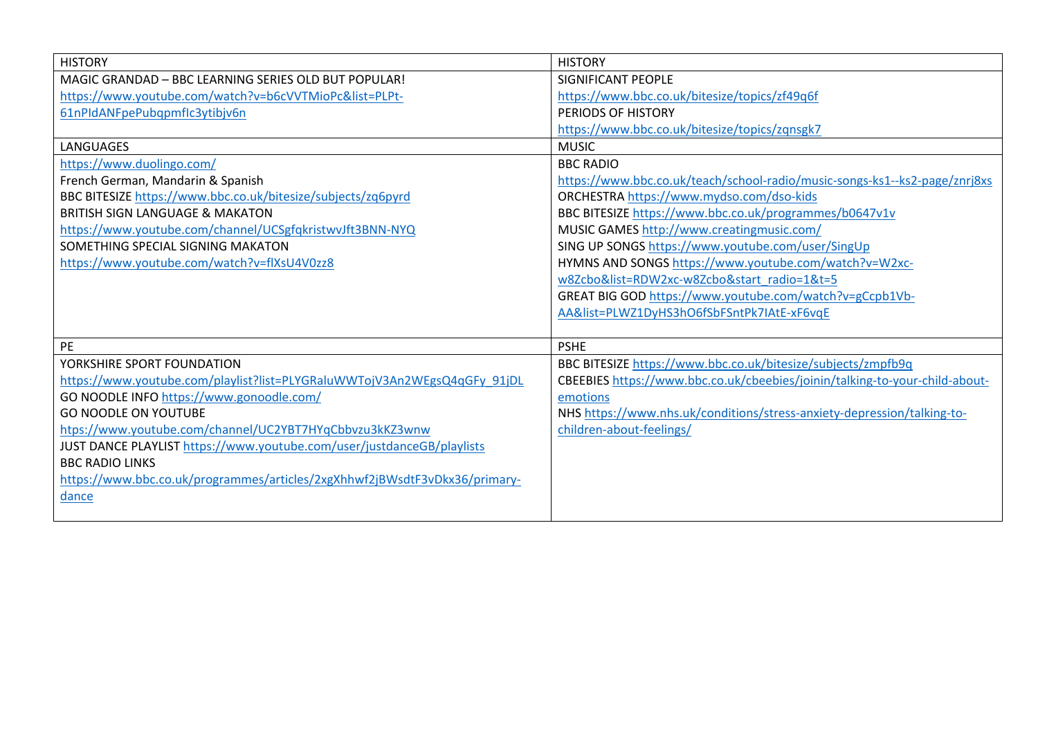| HISTORY | HISTORY |
|---|---|
| MAGIC GRANDAD – BBC LEARNING SERIES OLD BUT POPULAR!<br>https://www.youtube.com/watch?v=b6cVVTMioPc&list=PLPt-61nPIdANFpePubqpmfIc3ytibjv6n | SIGNIFICANT PEOPLE<br>https://www.bbc.co.uk/bitesize/topics/zf49q6f<br>PERIODS OF HISTORY<br>https://www.bbc.co.uk/bitesize/topics/zqnsgk7 |
| LANGUAGES | MUSIC |
| https://www.duolingo.com/<br>French German, Mandarin & Spanish<br>BBC BITESIZE https://www.bbc.co.uk/bitesize/subjects/zq6pyrd<br>BRITISH SIGN LANGUAGE & MAKATON<br>https://www.youtube.com/channel/UCSgfqkristwvJft3BNN-NYQ<br>SOMETHING SPECIAL SIGNING MAKATON<br>https://www.youtube.com/watch?v=flXsU4V0zz8 | BBC RADIO<br>https://www.bbc.co.uk/teach/school-radio/music-songs-ks1--ks2-page/znrj8xs<br>ORCHESTRA https://www.mydso.com/dso-kids<br>BBC BITESIZE https://www.bbc.co.uk/programmes/b0647v1v<br>MUSIC GAMES http://www.creatingmusic.com/<br>SING UP SONGS https://www.youtube.com/user/SingUp<br>HYMNS AND SONGS https://www.youtube.com/watch?v=W2xc-w8Zcbo&list=RDW2xc-w8Zcbo&start_radio=1&t=5<br>GREAT BIG GOD https://www.youtube.com/watch?v=gCcpb1Vb-AA&list=PLWZ1DyHS3hO6fSbFSntPk7IAtE-xF6vqE |
| PE | PSHE |
| YORKSHIRE SPORT FOUNDATION<br>https://www.youtube.com/playlist?list=PLYGRaluWWTojV3An2WEgsQ4qGFy_91jDL<br>GO NOODLE INFO https://www.gonoodle.com/<br>GO NOODLE ON YOUTUBE<br>https://www.youtube.com/channel/UC2YBT7HYqCbbvzu3kKZ3wnw<br>JUST DANCE PLAYLIST https://www.youtube.com/user/justdanceGB/playlists<br>BBC RADIO LINKS<br>https://www.bbc.co.uk/programmes/articles/2xgXhhwf2jBWsdtF3vDkx36/primary-dance | BBC BITESIZE https://www.bbc.co.uk/bitesize/subjects/zmpfb9q<br>CBEEBIES https://www.bbc.co.uk/cbeebies/joinin/talking-to-your-child-about-emotions<br>NHS https://www.nhs.uk/conditions/stress-anxiety-depression/talking-to-children-about-feelings/ |